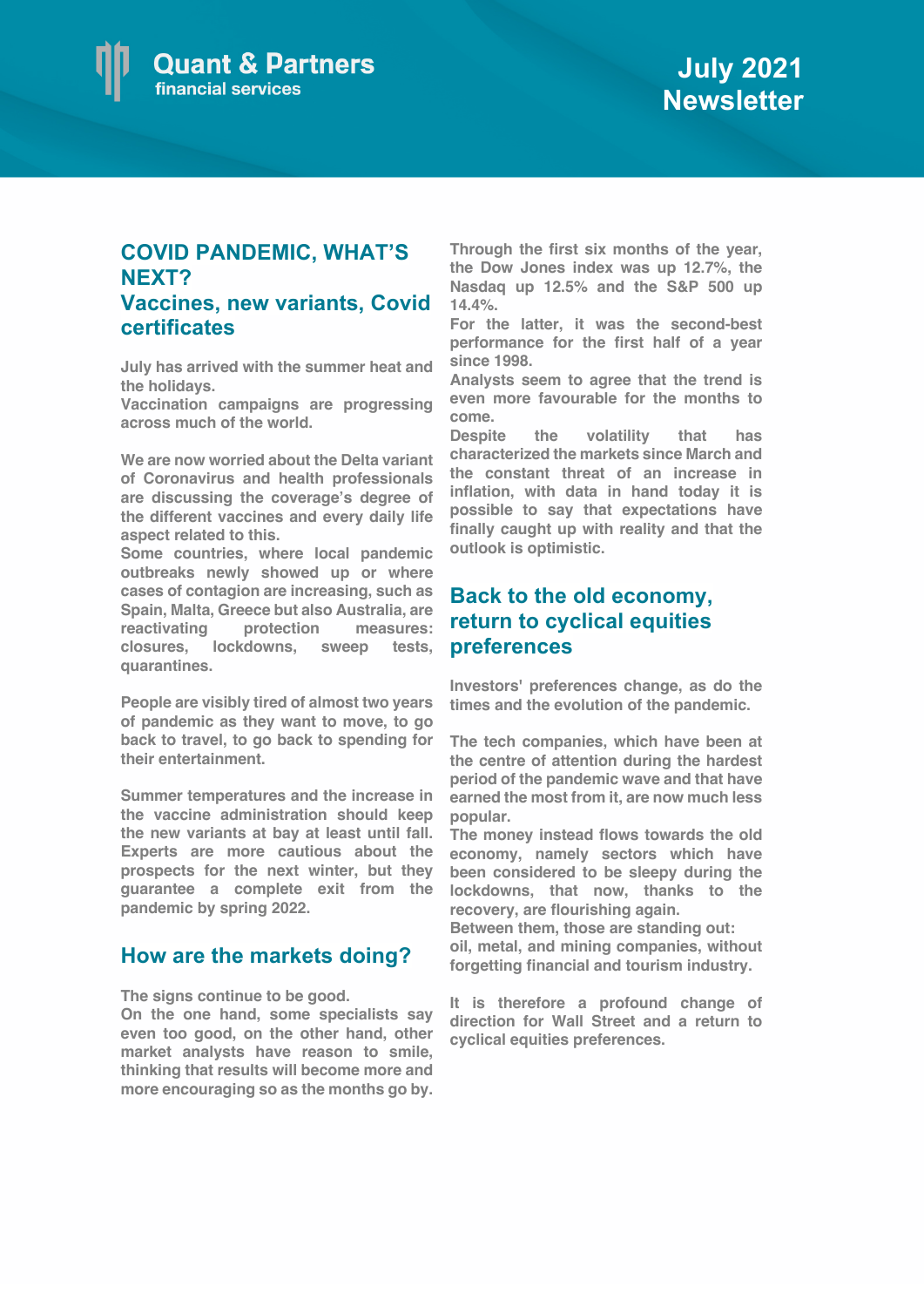Quant & Partners
financial services

# July 2021 Newsletter

## COVID PANDEMIC, WHAT'S NEXT?

### Vaccines, new variants, Covid certificates

July has arrived with the summer heat and the holidays.
Vaccination campaigns are progressing across much of the world.

We are now worried about the Delta variant of Coronavirus and health professionals are discussing the coverage's degree of the different vaccines and every daily life aspect related to this.
Some countries, where local pandemic outbreaks newly showed up or where cases of contagion are increasing, such as Spain, Malta, Greece but also Australia, are reactivating protection measures: closures, lockdowns, sweep tests, quarantines.

People are visibly tired of almost two years of pandemic as they want to move, to go back to travel, to go back to spending for their entertainment.

Summer temperatures and the increase in the vaccine administration should keep the new variants at bay at least until fall. Experts are more cautious about the prospects for the next winter, but they guarantee a complete exit from the pandemic by spring 2022.

## How are the markets doing?

The signs continue to be good.
On the one hand, some specialists say even too good, on the other hand, other market analysts have reason to smile, thinking that results will become more and more encouraging so as the months go by.

Through the first six months of the year, the Dow Jones index was up 12.7%, the Nasdaq up 12.5% and the S&P 500 up 14.4%.
For the latter, it was the second-best performance for the first half of a year since 1998.
Analysts seem to agree that the trend is even more favourable for the months to come.
Despite the volatility that has characterized the markets since March and the constant threat of an increase in inflation, with data in hand today it is possible to say that expectations have finally caught up with reality and that the outlook is optimistic.

## Back to the old economy, return to cyclical equities preferences

Investors' preferences change, as do the times and the evolution of the pandemic.

The tech companies, which have been at the centre of attention during the hardest period of the pandemic wave and that have earned the most from it, are now much less popular.
The money instead flows towards the old economy, namely sectors which have been considered to be sleepy during the lockdowns, that now, thanks to the recovery, are flourishing again.
Between them, those are standing out:
oil, metal, and mining companies, without forgetting financial and tourism industry.

It is therefore a profound change of direction for Wall Street and a return to cyclical equities preferences.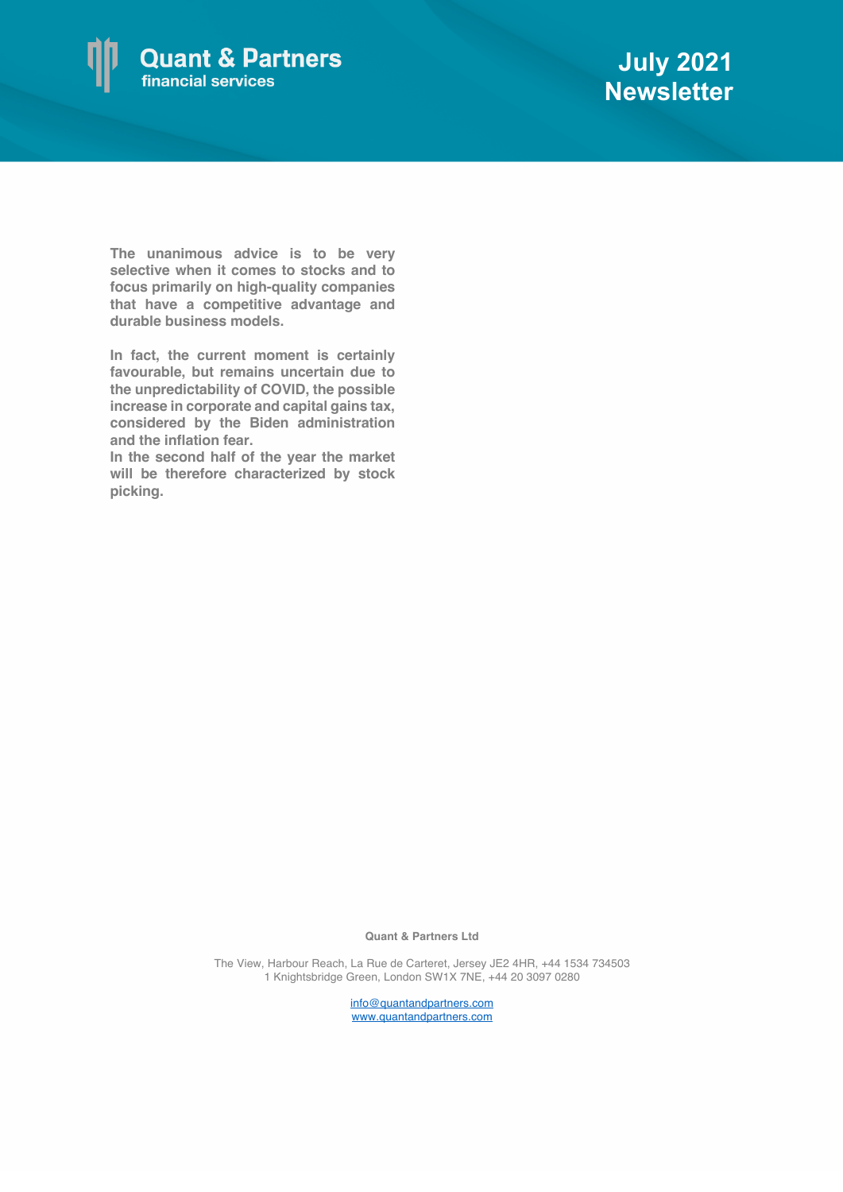**The unanimous advice is to be very selective when it comes to stocks and to focus primarily on high-quality companies that have a competitive advantage and durable business models.**

**In fact, the current moment is certainly favourable, but remains uncertain due to the unpredictability of COVID, the possible increase in corporate and capital gains tax, considered by the Biden administration and the inflation fear.**
**In the second half of the year the market will be therefore characterized by stock picking.**

**Quant & Partners Ltd**

The View, Harbour Reach, La Rue de Carteret, Jersey JE2 4HR, +44 1534 734503
1 Knightsbridge Green, London SW1X 7NE, +44 20 3097 0280

info@quantandpartners.com
www.quantandpartners.com